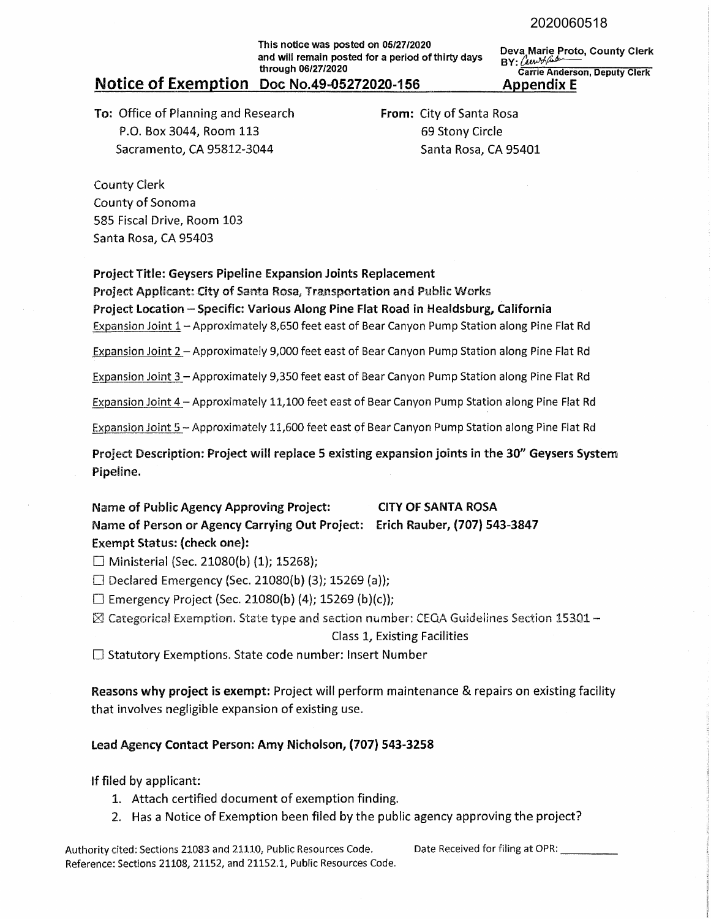2020060518

This notice was posted on 05/27/2020 and will remain posted for a period of thirty days through 06/27/2020

Deva Marie Proto, County Clerk
BY: Carrie Anderson, Deputy Clerk

# Notice of Exemption Doc No.49-05272020-156

**Appendix E**

**To:** Office of Planning and Research
P.O. Box 3044, Room 113
Sacramento, CA 95812-3044

County Clerk
County of Sonoma
585 Fiscal Drive, Room 103
Santa Rosa, CA 95403

**From:** City of Santa Rosa
69 Stony Circle
Santa Rosa, CA 95401

**Project Title: Geysers Pipeline Expansion Joints Replacement**
**Project Applicant: City of Santa Rosa, Transportation and Public Works**
**Project Location – Specific: Various Along Pine Flat Road in Healdsburg, California**

Expansion Joint 1 – Approximately 8,650 feet east of Bear Canyon Pump Station along Pine Flat Rd

Expansion Joint 2 – Approximately 9,000 feet east of Bear Canyon Pump Station along Pine Flat Rd

Expansion Joint 3 – Approximately 9,350 feet east of Bear Canyon Pump Station along Pine Flat Rd

Expansion Joint 4 – Approximately 11,100 feet east of Bear Canyon Pump Station along Pine Flat Rd

Expansion Joint 5 – Approximately 11,600 feet east of Bear Canyon Pump Station along Pine Flat Rd

**Project Description: Project will replace 5 existing expansion joints in the 30" Geysers System Pipeline.**

**Name of Public Agency Approving Project:** **CITY OF SANTA ROSA**
**Name of Person or Agency Carrying Out Project:** **Erich Rauber, (707) 543-3847**
**Exempt Status: (check one):**

☐ Ministerial (Sec. 21080(b) (1); 15268);

☐ Declared Emergency (Sec. 21080(b) (3); 15269 (a));

☐ Emergency Project (Sec. 21080(b) (4); 15269 (b)(c));

☒ Categorical Exemption. State type and section number: CEQA Guidelines Section 15301 – Class 1, Existing Facilities

☐ Statutory Exemptions. State code number: Insert Number

**Reasons why project is exempt:** Project will perform maintenance & repairs on existing facility that involves negligible expansion of existing use.

**Lead Agency Contact Person: Amy Nicholson, (707) 543-3258**

If filed by applicant:

1. Attach certified document of exemption finding.
2. Has a Notice of Exemption been filed by the public agency approving the project?

Authority cited: Sections 21083 and 21110, Public Resources Code.
Reference: Sections 21108, 21152, and 21152.1, Public Resources Code.

Date Received for filing at OPR: __________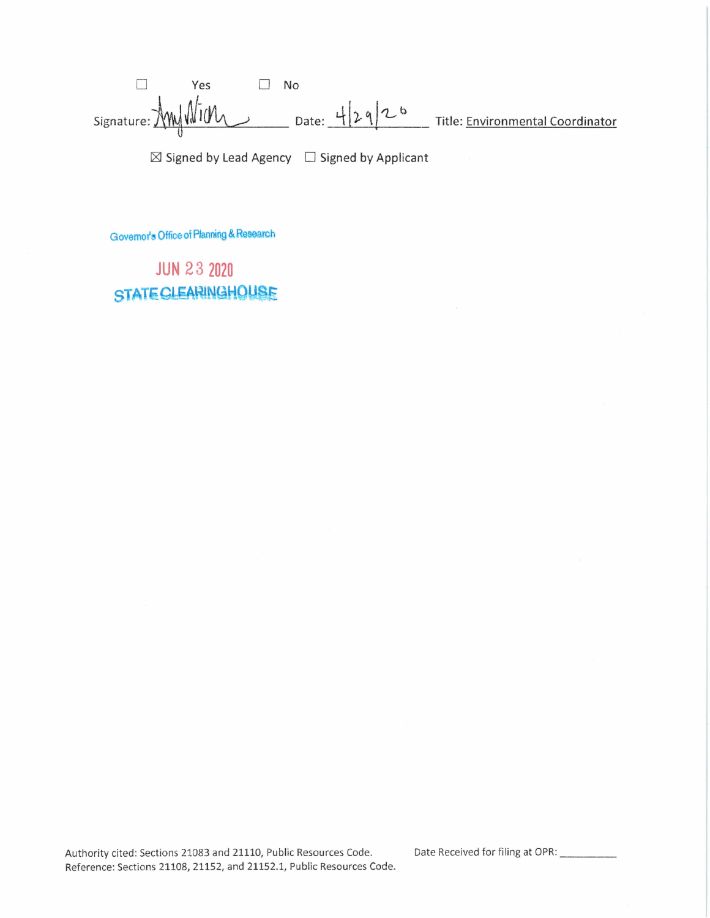☐ Yes ☐ No

Signature: Amy Nixon Date: 4/29/20 Title: Environmental Coordinator

☒ Signed by Lead Agency ☐ Signed by Applicant

Governor's Office of Planning & Research

JUN 23 2020

STATE CLEARINGHOUSE

Authority cited: Sections 21083 and 21110, Public Resources Code.
Reference: Sections 21108, 21152, and 21152.1, Public Resources Code.

Date Received for filing at OPR: __________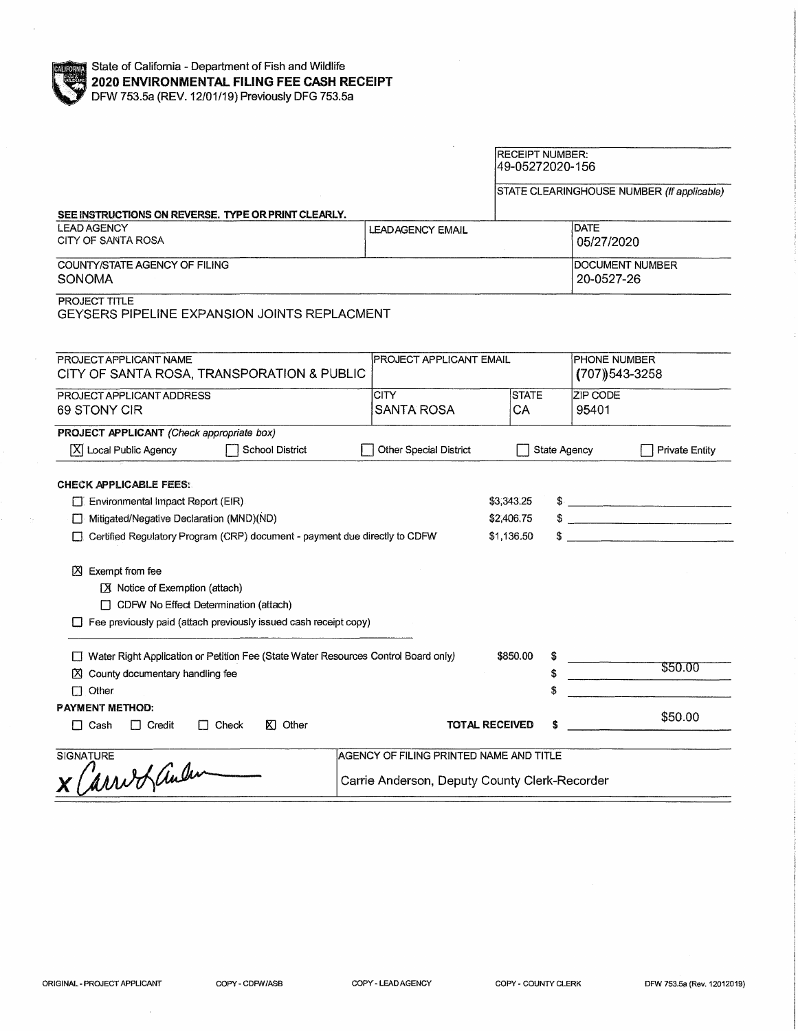State of California - Department of Fish and Wildlife

**2020 ENVIRONMENTAL FILING FEE CASH RECEIPT**

DFW 753.5a (REV. 12/01/19) Previously DFG 753.5a

| RECEIPT NUMBER: |
|---|
| 49-05272020-156 |
| STATE CLEARINGHOUSE NUMBER *(If applicable)* |

**SEE INSTRUCTIONS ON REVERSE. TYPE OR PRINT CLEARLY.**

| LEAD AGENCY | LEAD AGENCY EMAIL | DATE |
|---|---|---|
| CITY OF SANTA ROSA | | 05/27/2020 |
| COUNTY/STATE AGENCY OF FILING | | DOCUMENT NUMBER |
| SONOMA | | 20-0527-26 |

PROJECT TITLE

GEYSERS PIPELINE EXPANSION JOINTS REPLACMENT

| PROJECT APPLICANT NAME | PROJECT APPLICANT EMAIL | | PHONE NUMBER |
|---|---|---|---|
| CITY OF SANTA ROSA, TRANSPORATION & PUBLIC | | | (707)543-3258 |
| PROJECT APPLICANT ADDRESS | CITY | STATE | ZIP CODE |
| 69 STONY CIR | SANTA ROSA | CA | 95401 |

**PROJECT APPLICANT** *(Check appropriate box)*

- [X] Local Public Agency
- [ ] School District
- [ ] Other Special District
- [ ] State Agency
- [ ] Private Entity

**CHECK APPLICABLE FEES:**

| | | |
|---|---|---|
| [ ] Environmental Impact Report (EIR) | $3,343.25 | $ |
| [ ] Mitigated/Negative Declaration (MND)(ND) | $2,406.75 | $ |
| [ ] Certified Regulatory Program (CRP) document - payment due directly to CDFW | $1,136.50 | $ |

- [X] Exempt from fee
  - [X] Notice of Exemption (attach)
  - [ ] CDFW No Effect Determination (attach)
- [ ] Fee previously paid (attach previously issued cash receipt copy)

| | | |
|---|---|---|
| [ ] Water Right Application or Petition Fee (State Water Resources Control Board only) | $850.00 | $ |
| [X] County documentary handling fee | | $ $50.00 |
| [ ] Other | | $ |

**PAYMENT METHOD:**

- [ ] Cash
- [ ] Credit
- [ ] Check
- [X] Other

**TOTAL RECEIVED** $ $50.00

| SIGNATURE | AGENCY OF FILING PRINTED NAME AND TITLE |
|---|---|
| x Carrie Anderson | Carrie Anderson, Deputy County Clerk-Recorder |

ORIGINAL - PROJECT APPLICANT &nbsp;&nbsp; COPY - CDFW/ASB &nbsp;&nbsp; COPY - LEAD AGENCY &nbsp;&nbsp; COPY - COUNTY CLERK &nbsp;&nbsp; DFW 753.5a (Rev. 12012019)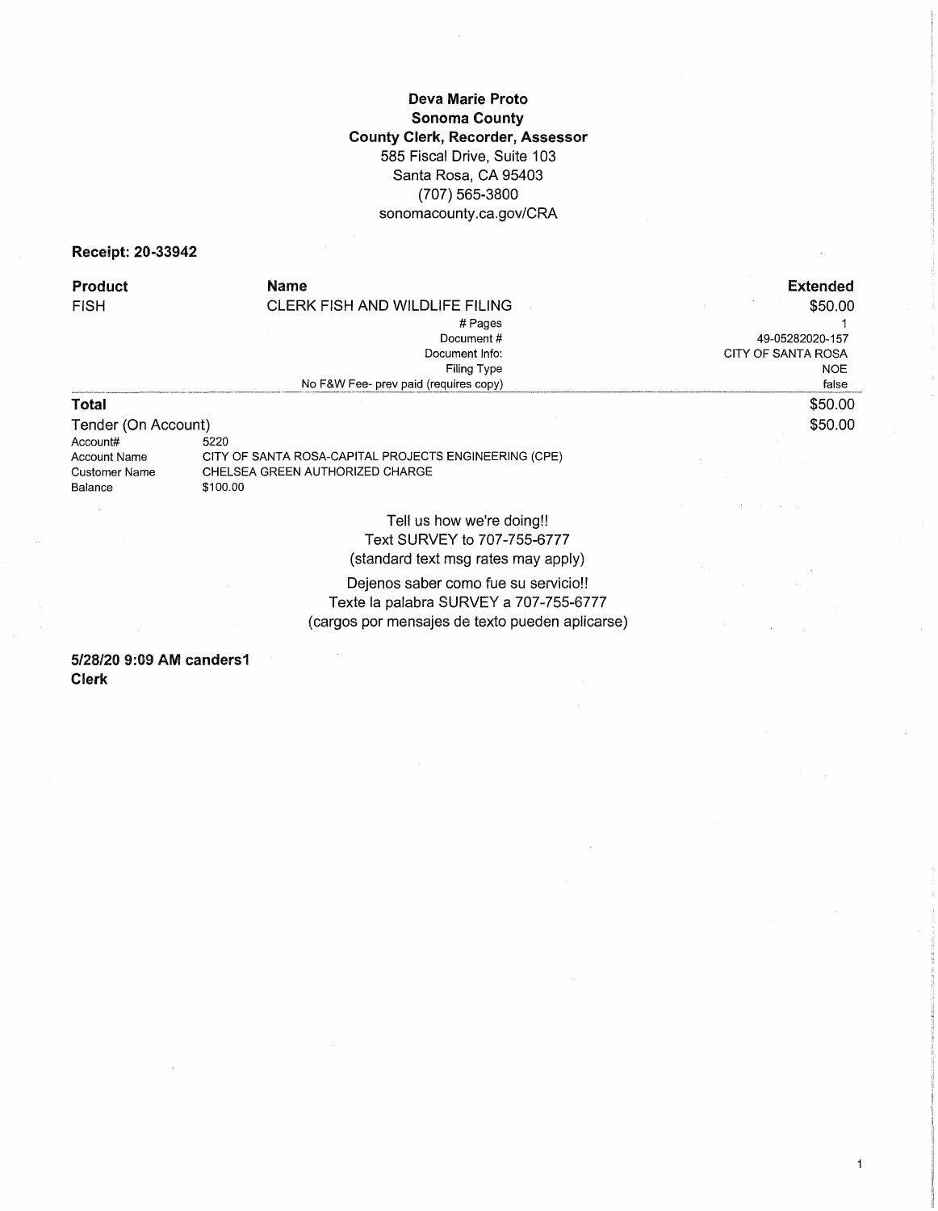**Deva Marie Proto**
**Sonoma County**
**County Clerk, Recorder, Assessor**
585 Fiscal Drive, Suite 103
Santa Rosa, CA 95403
(707) 565-3800
sonomacounty.ca.gov/CRA

**Receipt: 20-33942**

| Product | Name | Extended |
|---|---|---|
| FISH | CLERK FISH AND WILDLIFE FILING | $50.00 |
| | # Pages | 1 |
| | Document # | 49-05282020-157 |
| | Document Info: | CITY OF SANTA ROSA |
| | Filing Type | NOE |
| | No F&W Fee- prev paid (requires copy) | false |
| **Total** | | $50.00 |
| Tender (On Account) | | $50.00 |

| | |
|---|---|
| Account# | 5220 |
| Account Name | CITY OF SANTA ROSA-CAPITAL PROJECTS ENGINEERING (CPE) |
| Customer Name | CHELSEA GREEN AUTHORIZED CHARGE |
| Balance | $100.00 |

Tell us how we're doing!!
Text SURVEY to 707-755-6777
(standard text msg rates may apply)

Dejenos saber como fue su servicio!!
Texte la palabra SURVEY a 707-755-6777
(cargos por mensajes de texto pueden aplicarse)

**5/28/20 9:09 AM canders1**
**Clerk**